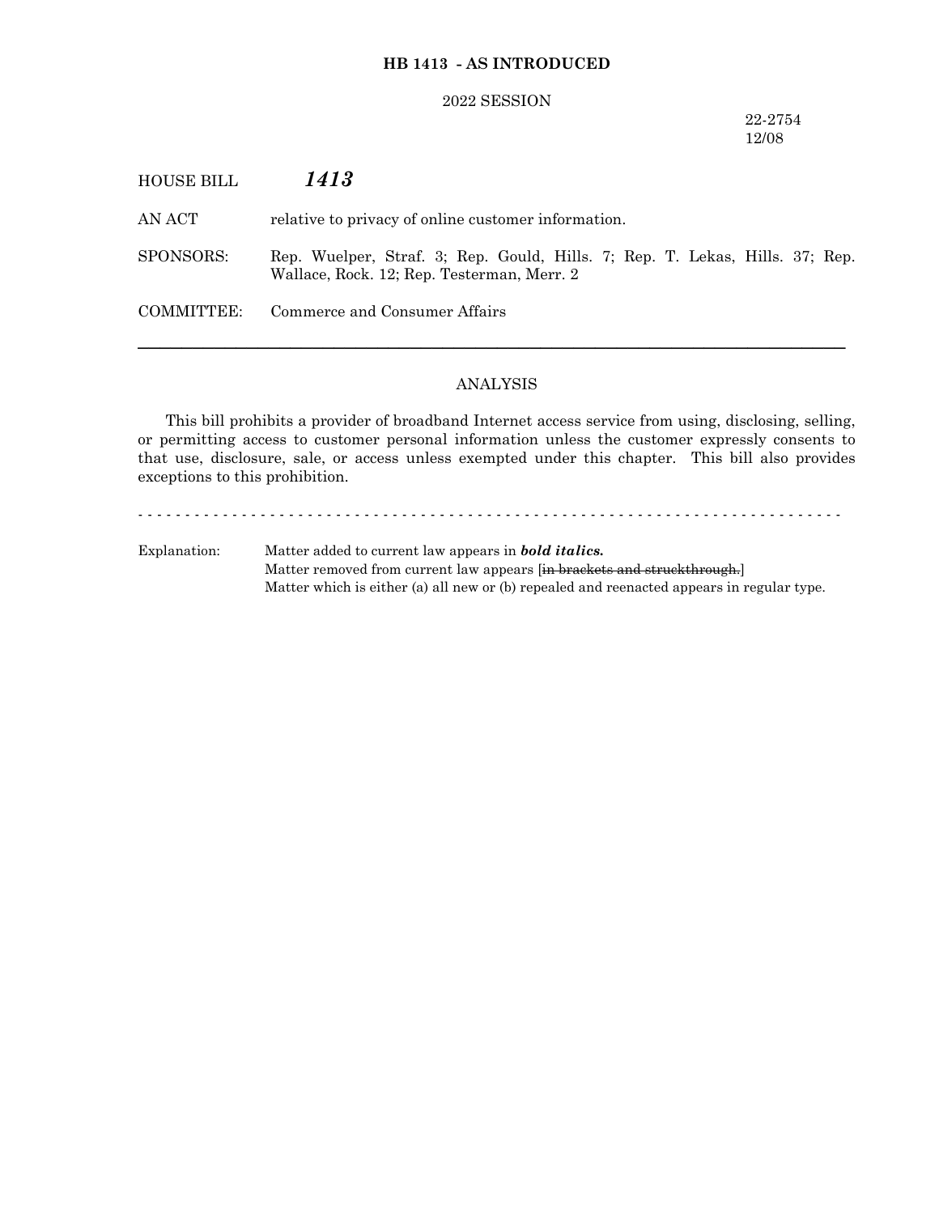**HB 1413 - AS INTRODUCED**

2022 SESSION

22-2754
12/08

HOUSE BILL ***1413***

AN ACT relative to privacy of online customer information.

SPONSORS: Rep. Wuelper, Straf. 3; Rep. Gould, Hills. 7; Rep. T. Lekas, Hills. 37; Rep. Wallace, Rock. 12; Rep. Testerman, Merr. 2

COMMITTEE: Commerce and Consumer Affairs

---

ANALYSIS

This bill prohibits a provider of broadband Internet access service from using, disclosing, selling, or permitting access to customer personal information unless the customer expressly consents to that use, disclosure, sale, or access unless exempted under this chapter. This bill also provides exceptions to this prohibition.

- - - - - - - - - - - - - - - - - - - - - - - - - - - - - - - - - - - - - - - - - - - - - - - - - - - - - - - - - - - -

Explanation: Matter added to current law appears in ***bold italics.***
Matter removed from current law appears [~~in brackets and struckthrough.~~]
Matter which is either (a) all new or (b) repealed and reenacted appears in regular type.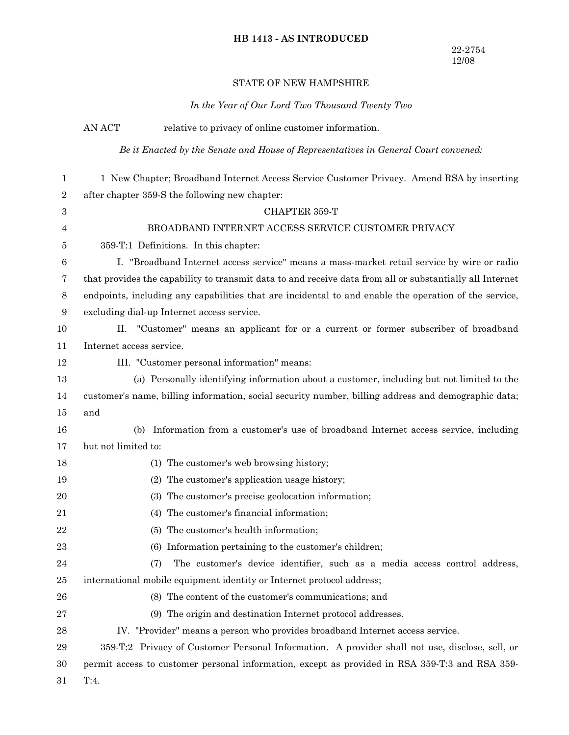**HB 1413 - AS INTRODUCED**

22-2754
12/08

STATE OF NEW HAMPSHIRE

*In the Year of Our Lord Two Thousand Twenty Two*

AN ACT relative to privacy of online customer information.

*Be it Enacted by the Senate and House of Representatives in General Court convened:*

1 New Chapter; Broadband Internet Access Service Customer Privacy. Amend RSA by inserting after chapter 359-S the following new chapter:

CHAPTER 359-T

BROADBAND INTERNET ACCESS SERVICE CUSTOMER PRIVACY

359-T:1 Definitions. In this chapter:

I. "Broadband Internet access service" means a mass-market retail service by wire or radio that provides the capability to transmit data to and receive data from all or substantially all Internet endpoints, including any capabilities that are incidental to and enable the operation of the service, excluding dial-up Internet access service.

II. "Customer" means an applicant for or a current or former subscriber of broadband Internet access service.

III. "Customer personal information" means:

(a) Personally identifying information about a customer, including but not limited to the customer's name, billing information, social security number, billing address and demographic data; and

(b) Information from a customer's use of broadband Internet access service, including but not limited to:

(1) The customer's web browsing history;

(2) The customer's application usage history;

(3) The customer's precise geolocation information;

(4) The customer's financial information;

(5) The customer's health information;

(6) Information pertaining to the customer's children;

(7) The customer's device identifier, such as a media access control address, international mobile equipment identity or Internet protocol address;

(8) The content of the customer's communications; and

(9) The origin and destination Internet protocol addresses.

IV. "Provider" means a person who provides broadband Internet access service.

359-T:2 Privacy of Customer Personal Information. A provider shall not use, disclose, sell, or permit access to customer personal information, except as provided in RSA 359-T:3 and RSA 359-T:4.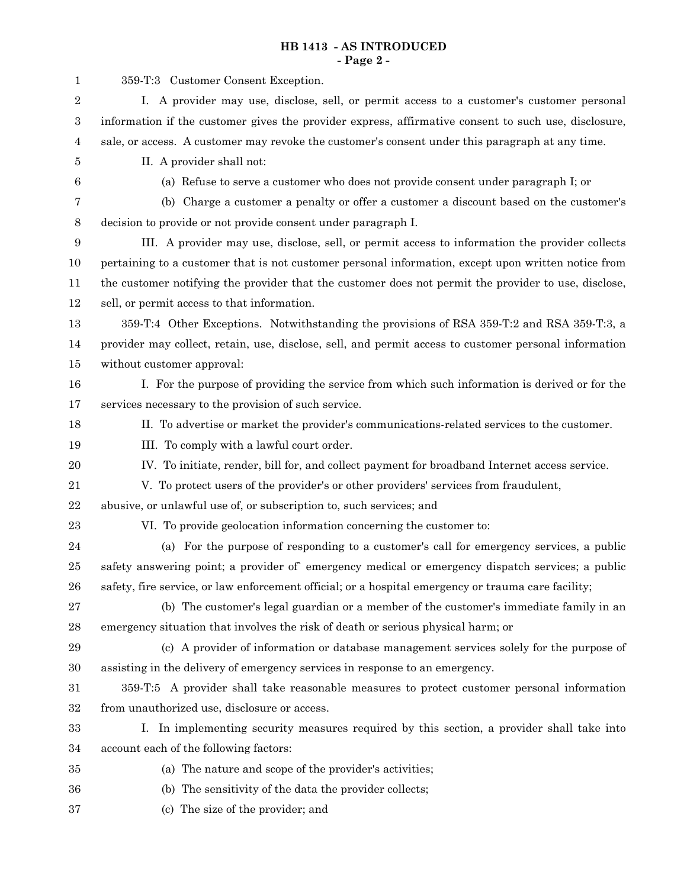359-T:3 Customer Consent Exception.

I. A provider may use, disclose, sell, or permit access to a customer's customer personal information if the customer gives the provider express, affirmative consent to such use, disclosure, sale, or access. A customer may revoke the customer's consent under this paragraph at any time.

II. A provider shall not:

(a) Refuse to serve a customer who does not provide consent under paragraph I; or

(b) Charge a customer a penalty or offer a customer a discount based on the customer's decision to provide or not provide consent under paragraph I.

III. A provider may use, disclose, sell, or permit access to information the provider collects pertaining to a customer that is not customer personal information, except upon written notice from the customer notifying the provider that the customer does not permit the provider to use, disclose, sell, or permit access to that information.

359-T:4 Other Exceptions. Notwithstanding the provisions of RSA 359-T:2 and RSA 359-T:3, a provider may collect, retain, use, disclose, sell, and permit access to customer personal information without customer approval:

I. For the purpose of providing the service from which such information is derived or for the services necessary to the provision of such service.

II. To advertise or market the provider's communications-related services to the customer.

III. To comply with a lawful court order.

IV. To initiate, render, bill for, and collect payment for broadband Internet access service.

V. To protect users of the provider's or other providers' services from fraudulent, abusive, or unlawful use of, or subscription to, such services; and

VI. To provide geolocation information concerning the customer to:

(a) For the purpose of responding to a customer's call for emergency services, a public safety answering point; a provider of` emergency medical or emergency dispatch services; a public safety, fire service, or law enforcement official; or a hospital emergency or trauma care facility;

(b) The customer's legal guardian or a member of the customer's immediate family in an emergency situation that involves the risk of death or serious physical harm; or

(c) A provider of information or database management services solely for the purpose of assisting in the delivery of emergency services in response to an emergency.

359-T:5 A provider shall take reasonable measures to protect customer personal information from unauthorized use, disclosure or access.

I. In implementing security measures required by this section, a provider shall take into account each of the following factors:

(a) The nature and scope of the provider's activities;

(b) The sensitivity of the data the provider collects;

(c) The size of the provider; and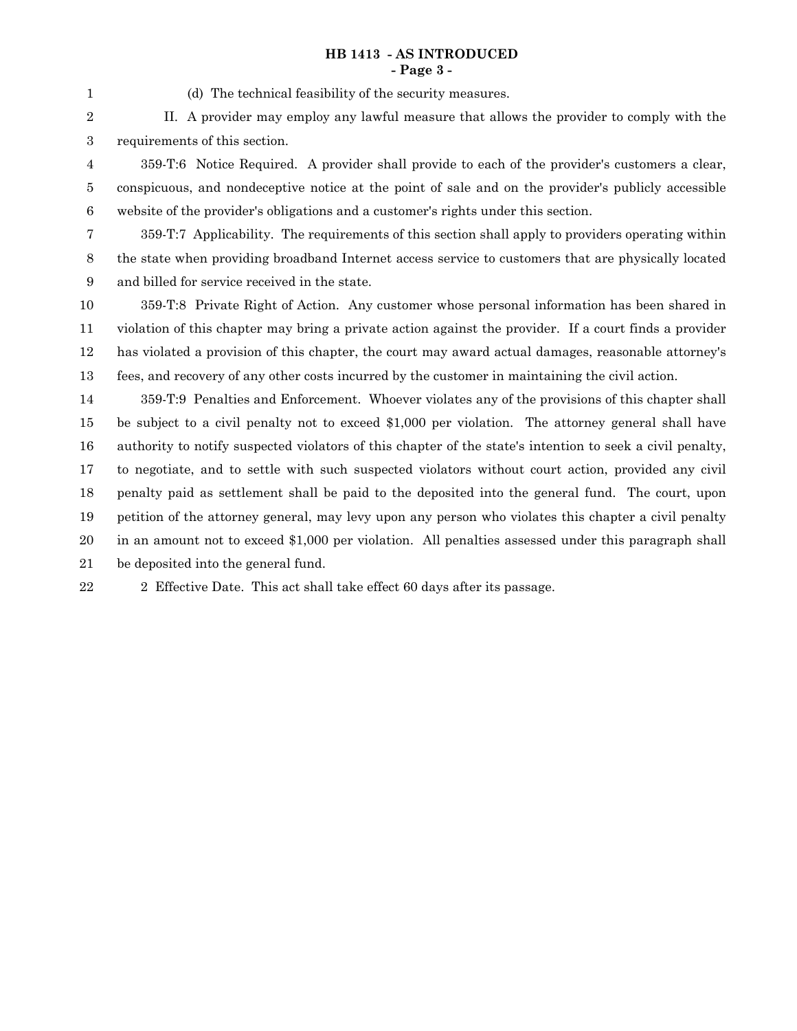(d) The technical feasibility of the security measures.

II. A provider may employ any lawful measure that allows the provider to comply with the requirements of this section.

359-T:6 Notice Required. A provider shall provide to each of the provider's customers a clear, conspicuous, and nondeceptive notice at the point of sale and on the provider's publicly accessible website of the provider's obligations and a customer's rights under this section.

359-T:7 Applicability. The requirements of this section shall apply to providers operating within the state when providing broadband Internet access service to customers that are physically located and billed for service received in the state.

359-T:8 Private Right of Action. Any customer whose personal information has been shared in violation of this chapter may bring a private action against the provider. If a court finds a provider has violated a provision of this chapter, the court may award actual damages, reasonable attorney's fees, and recovery of any other costs incurred by the customer in maintaining the civil action.

359-T:9 Penalties and Enforcement. Whoever violates any of the provisions of this chapter shall be subject to a civil penalty not to exceed $1,000 per violation. The attorney general shall have authority to notify suspected violators of this chapter of the state's intention to seek a civil penalty, to negotiate, and to settle with such suspected violators without court action, provided any civil penalty paid as settlement shall be paid to the deposited into the general fund. The court, upon petition of the attorney general, may levy upon any person who violates this chapter a civil penalty in an amount not to exceed $1,000 per violation. All penalties assessed under this paragraph shall be deposited into the general fund.

2 Effective Date. This act shall take effect 60 days after its passage.